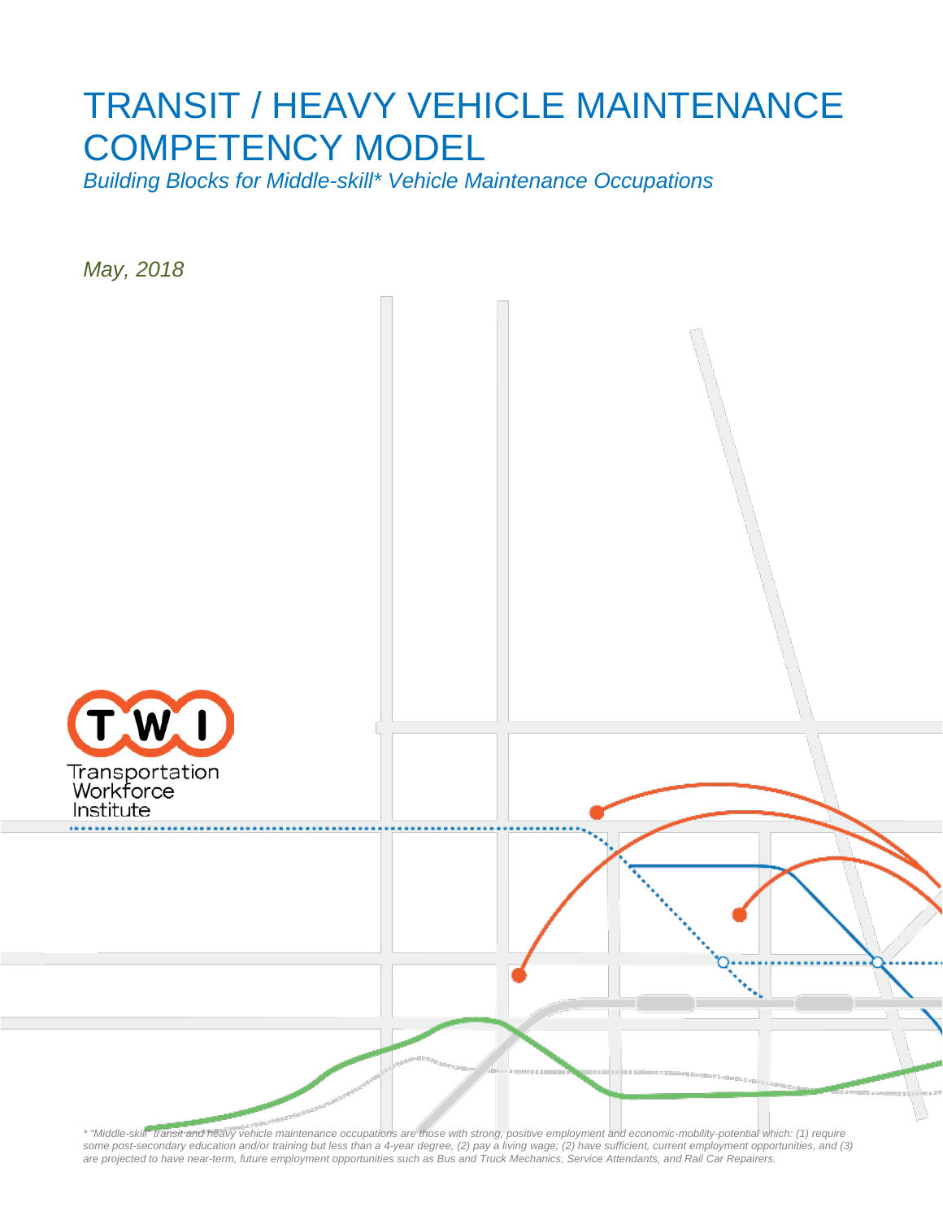# TRANSIT / HEAVY VEHICLE MAINTENANCE COMPETENCY MODEL

*Building Blocks for Middle-skill* Vehicle Maintenance Occupations*

*May, 2018*

Transportation Workforce Institute

*\* "Middle-skill" transit and heavy vehicle maintenance occupations are those with strong, positive employment and economic-mobility-potential which: (1) require some post-secondary education and/or training but less than a 4-year degree, (2) pay a living wage; (2) have sufficient, current employment opportunities, and (3) are projected to have near-term, future employment opportunities such as Bus and Truck Mechanics, Service Attendants, and Rail Car Repairers.*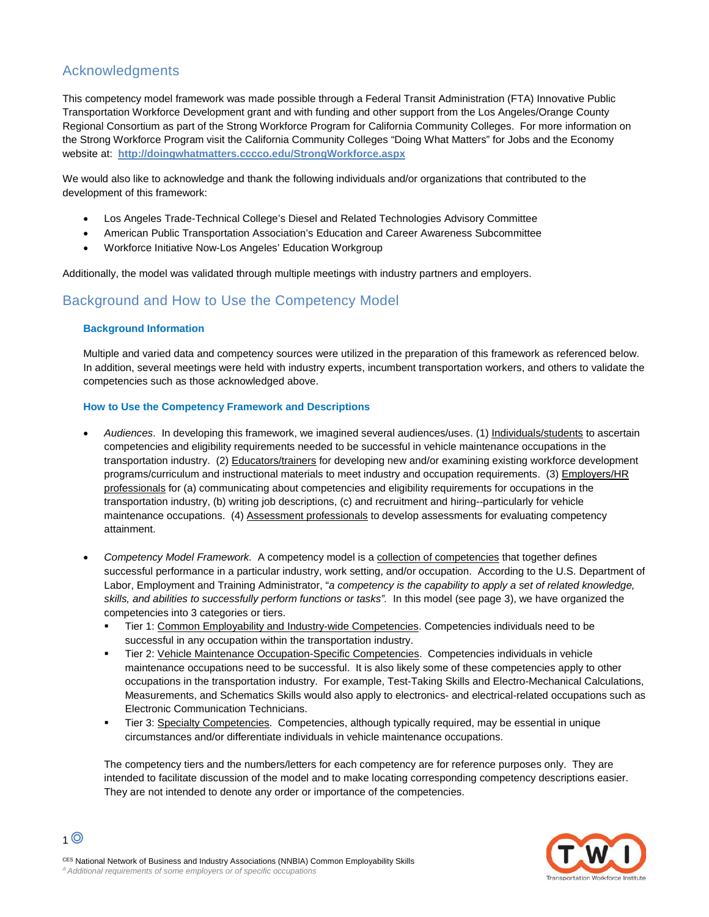## Acknowledgments

This competency model framework was made possible through a Federal Transit Administration (FTA) Innovative Public Transportation Workforce Development grant and with funding and other support from the Los Angeles/Orange County Regional Consortium as part of the Strong Workforce Program for California Community Colleges. For more information on the Strong Workforce Program visit the California Community Colleges "Doing What Matters" for Jobs and the Economy website at: **http://doingwhatmatters.cccco.edu/StrongWorkforce.aspx**

We would also like to acknowledge and thank the following individuals and/or organizations that contributed to the development of this framework:

- Los Angeles Trade-Technical College's Diesel and Related Technologies Advisory Committee
- American Public Transportation Association's Education and Career Awareness Subcommittee
- Workforce Initiative Now-Los Angeles' Education Workgroup

Additionally, the model was validated through multiple meetings with industry partners and employers.

## Background and How to Use the Competency Model

### Background Information

Multiple and varied data and competency sources were utilized in the preparation of this framework as referenced below. In addition, several meetings were held with industry experts, incumbent transportation workers, and others to validate the competencies such as those acknowledged above.

### How to Use the Competency Framework and Descriptions

- *Audiences*. In developing this framework, we imagined several audiences/uses. (1) Individuals/students to ascertain competencies and eligibility requirements needed to be successful in vehicle maintenance occupations in the transportation industry. (2) Educators/trainers for developing new and/or examining existing workforce development programs/curriculum and instructional materials to meet industry and occupation requirements. (3) Employers/HR professionals for (a) communicating about competencies and eligibility requirements for occupations in the transportation industry, (b) writing job descriptions, (c) and recruitment and hiring--particularly for vehicle maintenance occupations. (4) Assessment professionals to develop assessments for evaluating competency attainment.

- *Competency Model Framework.* A competency model is a collection of competencies that together defines successful performance in a particular industry, work setting, and/or occupation. According to the U.S. Department of Labor, Employment and Training Administrator, "*a competency is the capability to apply a set of related knowledge, skills, and abilities to successfully perform functions or tasks".* In this model (see page 3), we have organized the competencies into 3 categories or tiers.
  - Tier 1: Common Employability and Industry-wide Competencies. Competencies individuals need to be successful in any occupation within the transportation industry.
  - Tier 2: Vehicle Maintenance Occupation-Specific Competencies. Competencies individuals in vehicle maintenance occupations need to be successful. It is also likely some of these competencies apply to other occupations in the transportation industry. For example, Test-Taking Skills and Electro-Mechanical Calculations, Measurements, and Schematics Skills would also apply to electronics- and electrical-related occupations such as Electronic Communication Technicians.
  - Tier 3: Specialty Competencies. Competencies, although typically required, may be essential in unique circumstances and/or differentiate individuals in vehicle maintenance occupations.

  The competency tiers and the numbers/letters for each competency are for reference purposes only. They are intended to facilitate discussion of the model and to make locating corresponding competency descriptions easier. They are not intended to denote any order or importance of the competencies.

[CES] National Network of Business and Industry Associations (NNBIA) Common Employability Skills
[A] *Additional requirements of some employers or of specific occupations*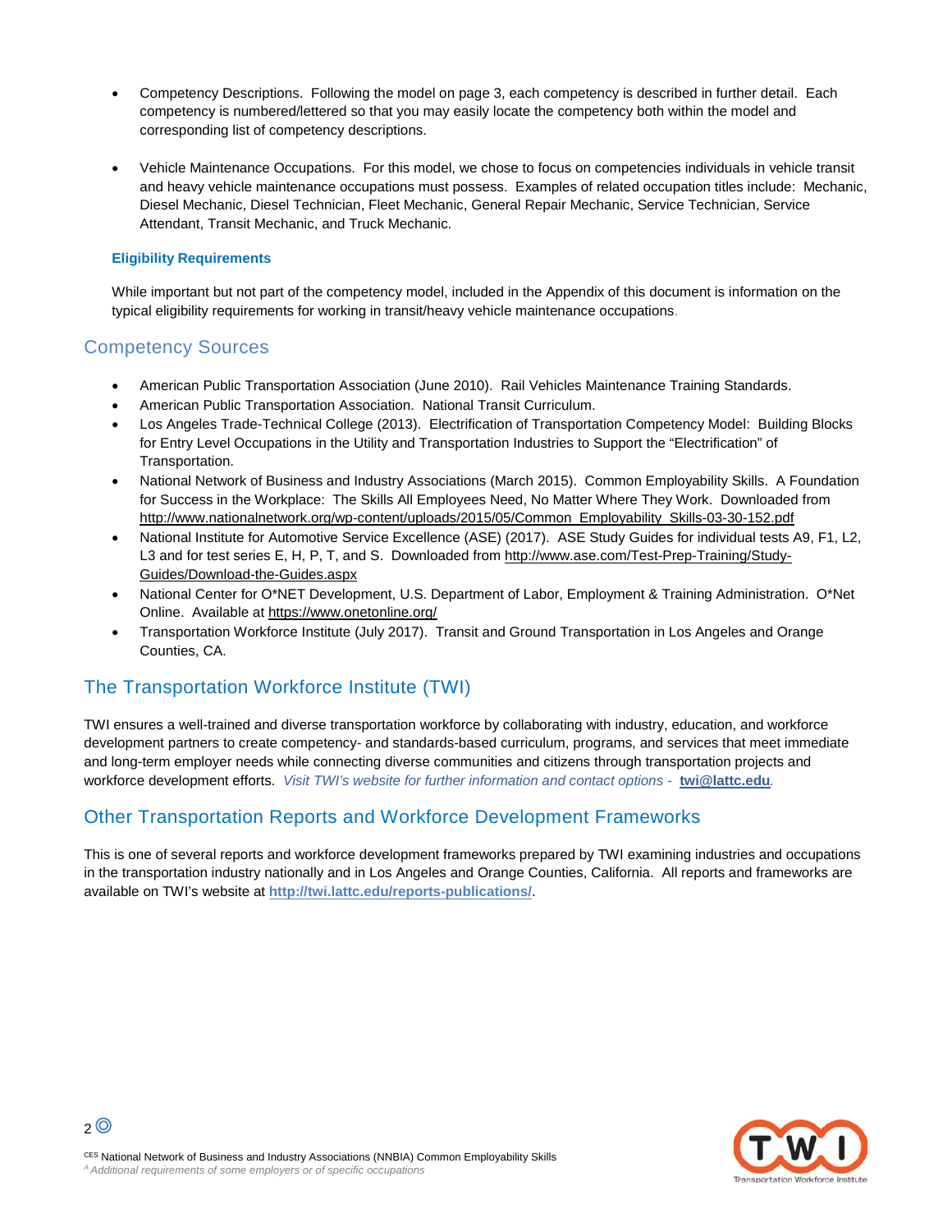- Competency Descriptions. Following the model on page 3, each competency is described in further detail. Each competency is numbered/lettered so that you may easily locate the competency both within the model and corresponding list of competency descriptions.

- Vehicle Maintenance Occupations. For this model, we chose to focus on competencies individuals in vehicle transit and heavy vehicle maintenance occupations must possess. Examples of related occupation titles include: Mechanic, Diesel Mechanic, Diesel Technician, Fleet Mechanic, General Repair Mechanic, Service Technician, Service Attendant, Transit Mechanic, and Truck Mechanic.

### Eligibility Requirements

While important but not part of the competency model, included in the Appendix of this document is information on the typical eligibility requirements for working in transit/heavy vehicle maintenance occupations.

## Competency Sources

- American Public Transportation Association (June 2010). Rail Vehicles Maintenance Training Standards.
- American Public Transportation Association. National Transit Curriculum.
- Los Angeles Trade-Technical College (2013). Electrification of Transportation Competency Model: Building Blocks for Entry Level Occupations in the Utility and Transportation Industries to Support the "Electrification" of Transportation.
- National Network of Business and Industry Associations (March 2015). Common Employability Skills. A Foundation for Success in the Workplace: The Skills All Employees Need, No Matter Where They Work. Downloaded from http://www.nationalnetwork.org/wp-content/uploads/2015/05/Common_Employability_Skills-03-30-152.pdf
- National Institute for Automotive Service Excellence (ASE) (2017). ASE Study Guides for individual tests A9, F1, L2, L3 and for test series E, H, P, T, and S. Downloaded from http://www.ase.com/Test-Prep-Training/Study-Guides/Download-the-Guides.aspx
- National Center for O*NET Development, U.S. Department of Labor, Employment & Training Administration. O*Net Online. Available at https://www.onetonline.org/
- Transportation Workforce Institute (July 2017). Transit and Ground Transportation in Los Angeles and Orange Counties, CA.

## The Transportation Workforce Institute (TWI)

TWI ensures a well-trained and diverse transportation workforce by collaborating with industry, education, and workforce development partners to create competency- and standards-based curriculum, programs, and services that meet immediate and long-term employer needs while connecting diverse communities and citizens through transportation projects and workforce development efforts. *Visit TWI's website for further information and contact options -* **twi@lattc.edu**.

## Other Transportation Reports and Workforce Development Frameworks

This is one of several reports and workforce development frameworks prepared by TWI examining industries and occupations in the transportation industry nationally and in Los Angeles and Orange Counties, California. All reports and frameworks are available on TWI's website at **http://twi.lattc.edu/reports-publications/**.

[CES] National Network of Business and Industry Associations (NNBIA) Common Employability Skills
[A] *Additional requirements of some employers or of specific occupations*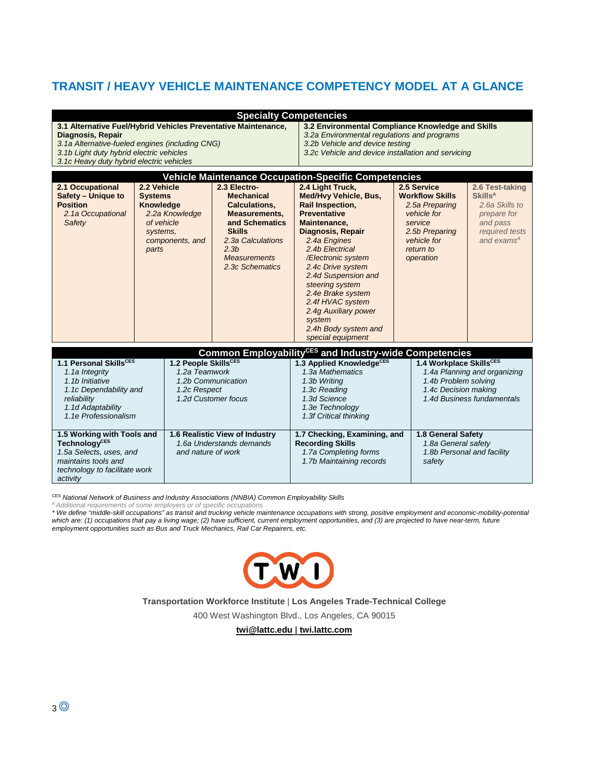## TRANSIT / HEAVY VEHICLE MAINTENANCE COMPETENCY MODEL AT A GLANCE

| Specialty Competencies | |
|---|---|
| **3.1 Alternative Fuel/Hybrid Vehicles Preventative Maintenance, Diagnosis, Repair**<br>*3.1a Alternative-fueled engines (including CNG)*<br>*3.1b Light duty hybrid electric vehicles*<br>*3.1c Heavy duty hybrid electric vehicles* | **3.2 Environmental Compliance Knowledge and Skills**<br>*3.2a Environmental regulations and programs*<br>*3.2b Vehicle and device testing*<br>*3.2c Vehicle and device installation and servicing* |

| Vehicle Maintenance Occupation-Specific Competencies | | | | | |
|---|---|---|---|---|---|
| **2.1 Occupational Safety – Unique to Position**<br>*2.1a Occupational Safety* | **2.2 Vehicle Systems Knowledge**<br>*2.2a Knowledge of vehicle systems, components, and parts* | **2.3 Electro-Mechanical Calculations, Measurements, and Schematics Skills**<br>*2.3a Calculations*<br>*2.3b Measurements*<br>*2.3c Schematics* | **2.4 Light Truck, Med/Hvy Vehicle, Bus, Rail Inspection, Preventative Maintenance, Diagnosis, Repair**<br>*2.4a Engines*<br>*2.4b Electrical /Electronic system*<br>*2.4c Drive system*<br>*2.4d Suspension and steering system*<br>*2.4e Brake system*<br>*2.4f HVAC system*<br>*2.4g Auxiliary power system*<br>*2.4h Body system and special equipment* | **2.5 Service Workflow Skills**<br>*2.5a Preparing vehicle for service*<br>*2.5b Preparing vehicle for return to operation* | **2.6 Test-taking Skills[A]**<br>*2.6a Skills to prepare for and pass required tests and exams[A]* |

| Common Employability[CES] and Industry-wide Competencies | | | |
|---|---|---|---|
| **1.1 Personal Skills[CES]**<br>*1.1a Integrity*<br>*1.1b Initiative*<br>*1.1c Dependability and reliability*<br>*1.1d Adaptability*<br>*1.1e Professionalism* | **1.2 People Skills[CES]**<br>*1.2a Teamwork*<br>*1.2b Communication*<br>*1.2c Respect*<br>*1.2d Customer focus* | **1.3 Applied Knowledge[CES]**<br>*1.3a Mathematics*<br>*1.3b Writing*<br>*1.3c Reading*<br>*1.3d Science*<br>*1.3e Technology*<br>*1.3f Critical thinking* | **1.4 Workplace Skills[CES]**<br>*1.4a Planning and organizing*<br>*1.4b Problem solving*<br>*1.4c Decision making*<br>*1.4d Business fundamentals* |
| **1.5 Working with Tools and Technology[CES]**<br>*1.5a Selects, uses, and maintains tools and technology to facilitate work activity* | **1.6 Realistic View of Industry**<br>*1.6a Understands demands and nature of work* | **1.7 Checking, Examining, and Recording Skills**<br>*1.7a Completing forms*<br>*1.7b Maintaining records* | **1.8 General Safety**<br>*1.8a General safety*<br>*1.8b Personal and facility safety* |

[CES] *National Network of Business and Industry Associations (NNBIA) Common Employability Skills*

[A] *Additional requirements of some employers or of specific occupations*

\* *We define "middle-skill occupations" as transit and trucking vehicle maintenance occupations with strong, positive employment and economic-mobility-potential which are: (1) occupations that pay a living wage; (2) have sufficient, current employment opportunities, and (3) are projected to have near-term, future employment opportunities such as Bus and Truck Mechanics, Rail Car Repairers, etc.*

TWI

**Transportation Workforce Institute** | **Los Angeles Trade-Technical College**

400 West Washington Blvd., Los Angeles, CA 90015

**twi@lattc.edu | twi.lattc.com**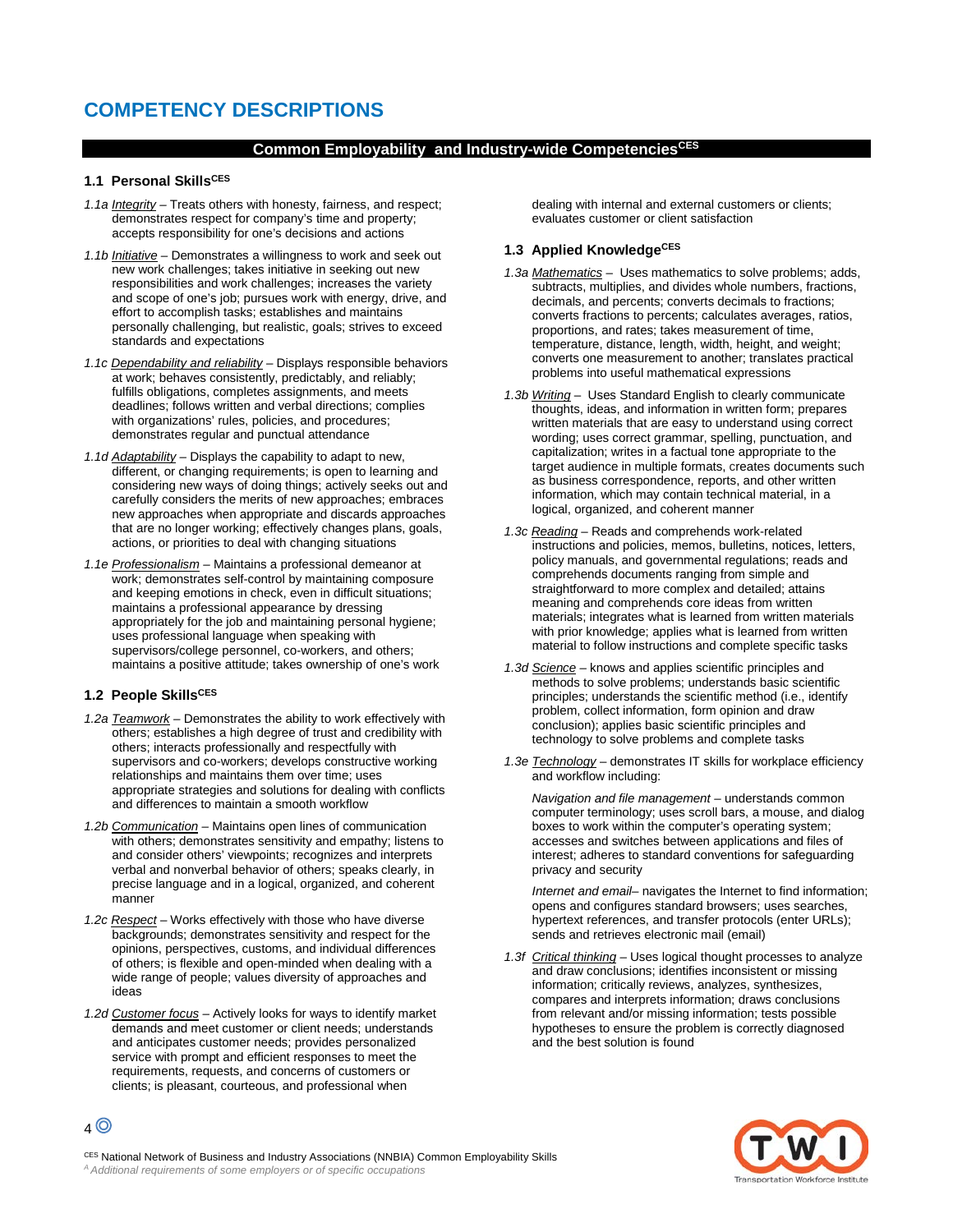# COMPETENCY DESCRIPTIONS

## Common Employability and Industry-wide Competencies[CES]

### 1.1 Personal Skills[CES]

*1.1a* Integrity – Treats others with honesty, fairness, and respect; demonstrates respect for company's time and property; accepts responsibility for one's decisions and actions

*1.1b* Initiative – Demonstrates a willingness to work and seek out new work challenges; takes initiative in seeking out new responsibilities and work challenges; increases the variety and scope of one's job; pursues work with energy, drive, and effort to accomplish tasks; establishes and maintains personally challenging, but realistic, goals; strives to exceed standards and expectations

*1.1c* Dependability and reliability – Displays responsible behaviors at work; behaves consistently, predictably, and reliably; fulfills obligations, completes assignments, and meets deadlines; follows written and verbal directions; complies with organizations' rules, policies, and procedures; demonstrates regular and punctual attendance

*1.1d* Adaptability – Displays the capability to adapt to new, different, or changing requirements; is open to learning and considering new ways of doing things; actively seeks out and carefully considers the merits of new approaches; embraces new approaches when appropriate and discards approaches that are no longer working; effectively changes plans, goals, actions, or priorities to deal with changing situations

*1.1e* Professionalism – Maintains a professional demeanor at work; demonstrates self-control by maintaining composure and keeping emotions in check, even in difficult situations; maintains a professional appearance by dressing appropriately for the job and maintaining personal hygiene; uses professional language when speaking with supervisors/college personnel, co-workers, and others; maintains a positive attitude; takes ownership of one's work

### 1.2 People Skills[CES]

*1.2a* Teamwork – Demonstrates the ability to work effectively with others; establishes a high degree of trust and credibility with others; interacts professionally and respectfully with supervisors and co-workers; develops constructive working relationships and maintains them over time; uses appropriate strategies and solutions for dealing with conflicts and differences to maintain a smooth workflow

*1.2b* Communication – Maintains open lines of communication with others; demonstrates sensitivity and empathy; listens to and consider others' viewpoints; recognizes and interprets verbal and nonverbal behavior of others; speaks clearly, in precise language and in a logical, organized, and coherent manner

*1.2c* Respect – Works effectively with those who have diverse backgrounds; demonstrates sensitivity and respect for the opinions, perspectives, customs, and individual differences of others; is flexible and open-minded when dealing with a wide range of people; values diversity of approaches and ideas

*1.2d* Customer focus – Actively looks for ways to identify market demands and meet customer or client needs; understands and anticipates customer needs; provides personalized service with prompt and efficient responses to meet the requirements, requests, and concerns of customers or clients; is pleasant, courteous, and professional when dealing with internal and external customers or clients; evaluates customer or client satisfaction

### 1.3 Applied Knowledge[CES]

*1.3a* Mathematics – Uses mathematics to solve problems; adds, subtracts, multiplies, and divides whole numbers, fractions, decimals, and percents; converts decimals to fractions; converts fractions to percents; calculates averages, ratios, proportions, and rates; takes measurement of time, temperature, distance, length, width, height, and weight; converts one measurement to another; translates practical problems into useful mathematical expressions

*1.3b* Writing – Uses Standard English to clearly communicate thoughts, ideas, and information in written form; prepares written materials that are easy to understand using correct wording; uses correct grammar, spelling, punctuation, and capitalization; writes in a factual tone appropriate to the target audience in multiple formats, creates documents such as business correspondence, reports, and other written information, which may contain technical material, in a logical, organized, and coherent manner

*1.3c* Reading – Reads and comprehends work-related instructions and policies, memos, bulletins, notices, letters, policy manuals, and governmental regulations; reads and comprehends documents ranging from simple and straightforward to more complex and detailed; attains meaning and comprehends core ideas from written materials; integrates what is learned from written materials with prior knowledge; applies what is learned from written material to follow instructions and complete specific tasks

*1.3d* Science – knows and applies scientific principles and methods to solve problems; understands basic scientific principles; understands the scientific method (i.e., identify problem, collect information, form opinion and draw conclusion); applies basic scientific principles and technology to solve problems and complete tasks

*1.3e* Technology – demonstrates IT skills for workplace efficiency and workflow including:

*Navigation and file management* – understands common computer terminology; uses scroll bars, a mouse, and dialog boxes to work within the computer's operating system; accesses and switches between applications and files of interest; adheres to standard conventions for safeguarding privacy and security

*Internet and email*– navigates the Internet to find information; opens and configures standard browsers; uses searches, hypertext references, and transfer protocols (enter URLs); sends and retrieves electronic mail (email)

*1.3f* Critical thinking – Uses logical thought processes to analyze and draw conclusions; identifies inconsistent or missing information; critically reviews, analyzes, synthesizes, compares and interprets information; draws conclusions from relevant and/or missing information; tests possible hypotheses to ensure the problem is correctly diagnosed and the best solution is found

[CES] National Network of Business and Industry Associations (NNBIA) Common Employability Skills
*[A] Additional requirements of some employers or of specific occupations*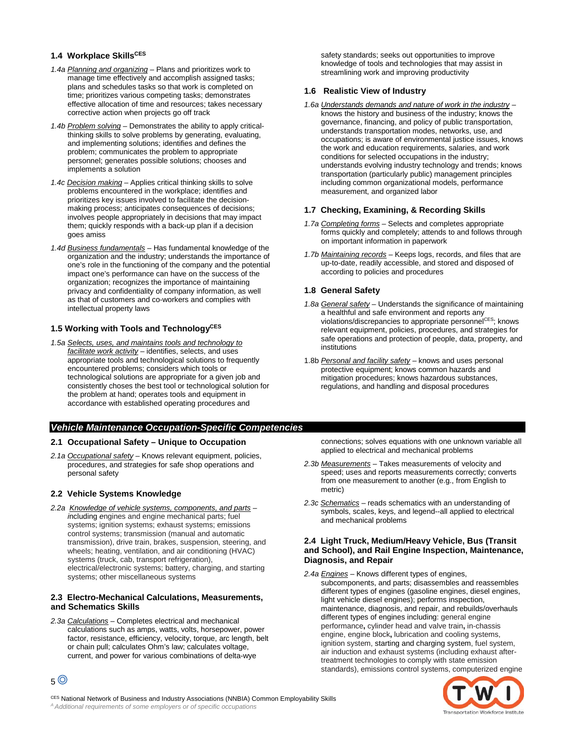### 1.4 Workplace Skills[CES]

*1.4a* Planning and organizing – Plans and prioritizes work to manage time effectively and accomplish assigned tasks; plans and schedules tasks so that work is completed on time; prioritizes various competing tasks; demonstrates effective allocation of time and resources; takes necessary corrective action when projects go off track

*1.4b* Problem solving – Demonstrates the ability to apply critical-thinking skills to solve problems by generating, evaluating, and implementing solutions; identifies and defines the problem; communicates the problem to appropriate personnel; generates possible solutions; chooses and implements a solution

*1.4c* Decision making – Applies critical thinking skills to solve problems encountered in the workplace; identifies and prioritizes key issues involved to facilitate the decision-making process; anticipates consequences of decisions; involves people appropriately in decisions that may impact them; quickly responds with a back-up plan if a decision goes amiss

*1.4d* Business fundamentals – Has fundamental knowledge of the organization and the industry; understands the importance of one's role in the functioning of the company and the potential impact one's performance can have on the success of the organization; recognizes the importance of maintaining privacy and confidentiality of company information, as well as that of customers and co-workers and complies with intellectual property laws

### 1.5 Working with Tools and Technology[CES]

*1.5a* Selects, uses, and maintains tools and technology to facilitate work activity – identifies, selects, and uses appropriate tools and technological solutions to frequently encountered problems; considers which tools or technological solutions are appropriate for a given job and consistently choses the best tool or technological solution for the problem at hand; operates tools and equipment in accordance with established operating procedures and safety standards; seeks out opportunities to improve knowledge of tools and technologies that may assist in streamlining work and improving productivity

### 1.6 Realistic View of Industry

*1.6a* Understands demands and nature of work in the industry – knows the history and business of the industry; knows the governance, financing, and policy of public transportation, understands transportation modes, networks, use, and occupations; is aware of environmental justice issues, knows the work and education requirements, salaries, and work conditions for selected occupations in the industry; understands evolving industry technology and trends; knows transportation (particularly public) management principles including common organizational models, performance measurement, and organized labor

### 1.7 Checking, Examining, & Recording Skills

*1.7a* Completing forms – Selects and completes appropriate forms quickly and completely; attends to and follows through on important information in paperwork

*1.7b* Maintaining records – Keeps logs, records, and files that are up-to-date, readily accessible, and stored and disposed of according to policies and procedures

### 1.8 General Safety

*1.8a* General safety – Understands the significance of maintaining a healthful and safe environment and reports any violations/discrepancies to appropriate personnel[CES]; knows relevant equipment, policies, procedures, and strategies for safe operations and protection of people, data, property, and institutions

1.8b Personal and facility safety – knows and uses personal protective equipment; knows common hazards and mitigation procedures; knows hazardous substances, regulations, and handling and disposal procedures

## *Vehicle Maintenance Occupation-Specific Competencies*

### 2.1 Occupational Safety – Unique to Occupation

*2.1a* Occupational safety – Knows relevant equipment, policies, procedures, and strategies for safe shop operations and personal safety

### 2.2 Vehicle Systems Knowledge

*2.2a* Knowledge of vehicle systems, components, and parts – including engines and engine mechanical parts; fuel systems; ignition systems; exhaust systems; emissions control systems; transmission (manual and automatic transmission), drive train, brakes, suspension, steering, and wheels; heating, ventilation, and air conditioning (HVAC) systems (truck, cab, transport refrigeration), electrical/electronic systems; battery, charging, and starting systems; other miscellaneous systems

### 2.3 Electro-Mechanical Calculations, Measurements, and Schematics Skills

*2.3a* Calculations – Completes electrical and mechanical calculations such as amps, watts, volts, horsepower, power factor, resistance, efficiency, velocity, torque, arc length, belt or chain pull; calculates Ohm's law; calculates voltage, current, and power for various combinations of delta-wye connections; solves equations with one unknown variable all applied to electrical and mechanical problems

*2.3b* Measurements – Takes measurements of velocity and speed; uses and reports measurements correctly; converts from one measurement to another (e.g., from English to metric)

*2.3c* Schematics – reads schematics with an understanding of symbols, scales, keys, and legend--all applied to electrical and mechanical problems

### 2.4 Light Truck, Medium/Heavy Vehicle, Bus (Transit and School), and Rail Engine Inspection, Maintenance, Diagnosis, and Repair

*2.4a* Engines – Knows different types of engines, subcomponents, and parts; disassembles and reassembles different types of engines (gasoline engines, diesel engines, light vehicle diesel engines); performs inspection, maintenance, diagnosis, and repair, and rebuilds/overhauls different types of engines including: general engine performance**,** cylinder head and valve train**,** in-chassis engine, engine block**,** lubrication and cooling systems, ignition system, starting and charging system, fuel system, air induction and exhaust systems (including exhaust after-treatment technologies to comply with state emission standards), emissions control systems, computerized engine

[CES] National Network of Business and Industry Associations (NNBIA) Common Employability Skills
*[A] Additional requirements of some employers or of specific occupations*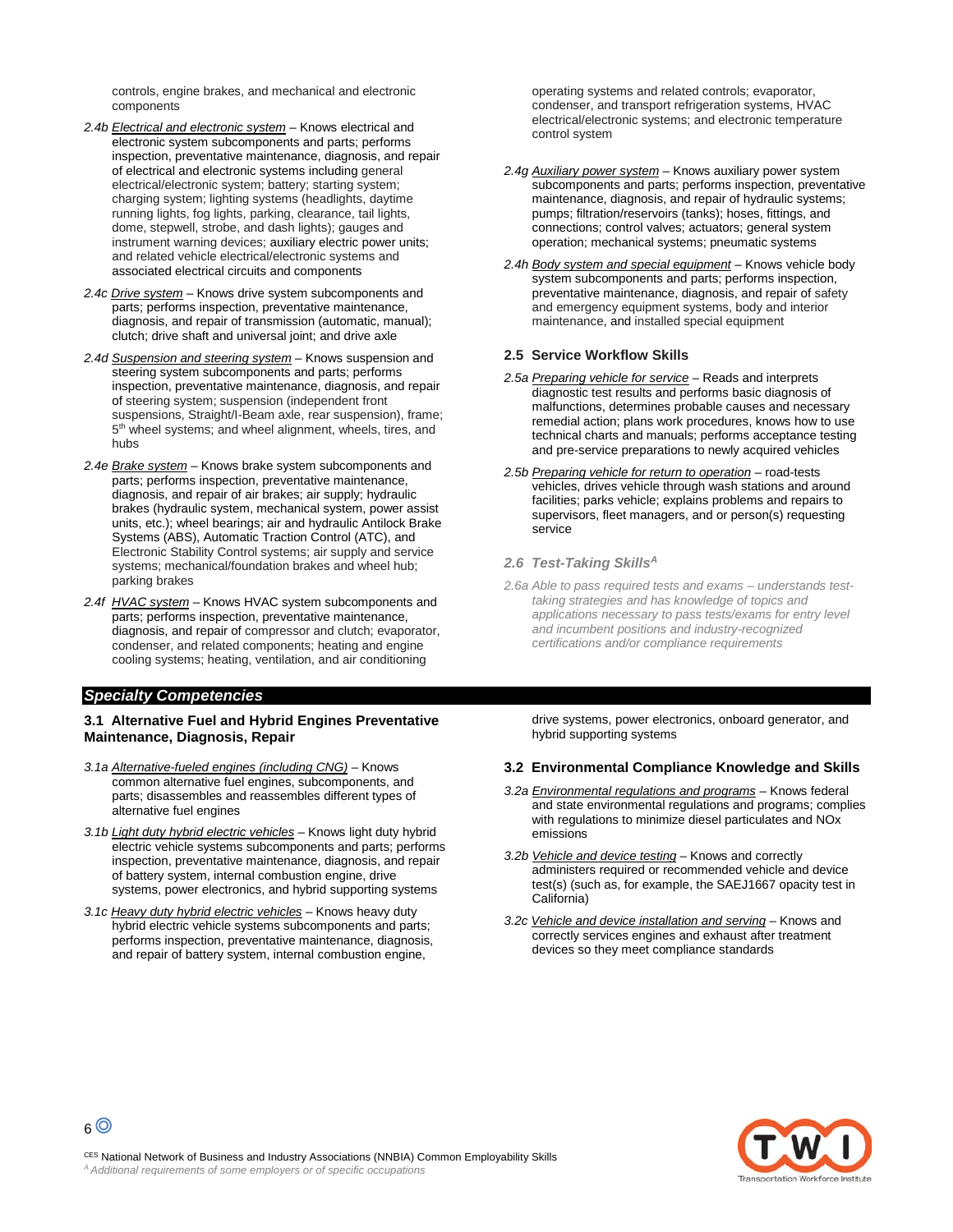controls, engine brakes, and mechanical and electronic components

*2.4b* Electrical and electronic system – Knows electrical and electronic system subcomponents and parts; performs inspection, preventative maintenance, diagnosis, and repair of electrical and electronic systems including general electrical/electronic system; battery; starting system; charging system; lighting systems (headlights, daytime running lights, fog lights, parking, clearance, tail lights, dome, stepwell, strobe, and dash lights); gauges and instrument warning devices; auxiliary electric power units; and related vehicle electrical/electronic systems and associated electrical circuits and components

*2.4c* Drive system – Knows drive system subcomponents and parts; performs inspection, preventative maintenance, diagnosis, and repair of transmission (automatic, manual); clutch; drive shaft and universal joint; and drive axle

*2.4d* Suspension and steering system – Knows suspension and steering system subcomponents and parts; performs inspection, preventative maintenance, diagnosis, and repair of steering system; suspension (independent front suspensions, Straight/I-Beam axle, rear suspension), frame; 5th wheel systems; and wheel alignment, wheels, tires, and hubs

*2.4e* Brake system – Knows brake system subcomponents and parts; performs inspection, preventative maintenance, diagnosis, and repair of air brakes; air supply; hydraulic brakes (hydraulic system, mechanical system, power assist units, etc.); wheel bearings; air and hydraulic Antilock Brake Systems (ABS), Automatic Traction Control (ATC), and Electronic Stability Control systems; air supply and service systems; mechanical/foundation brakes and wheel hub; parking brakes

*2.4f* HVAC system – Knows HVAC system subcomponents and parts; performs inspection, preventative maintenance, diagnosis, and repair of compressor and clutch; evaporator, condenser, and related components; heating and engine cooling systems; heating, ventilation, and air conditioning operating systems and related controls; evaporator, condenser, and transport refrigeration systems, HVAC electrical/electronic systems; and electronic temperature control system

*2.4g* Auxiliary power system – Knows auxiliary power system subcomponents and parts; performs inspection, preventative maintenance, diagnosis, and repair of hydraulic systems; pumps; filtration/reservoirs (tanks); hoses, fittings, and connections; control valves; actuators; general system operation; mechanical systems; pneumatic systems

*2.4h* Body system and special equipment – Knows vehicle body system subcomponents and parts; performs inspection, preventative maintenance, diagnosis, and repair of safety and emergency equipment systems, body and interior maintenance, and installed special equipment

### 2.5 Service Workflow Skills

*2.5a* Preparing vehicle for service – Reads and interprets diagnostic test results and performs basic diagnosis of malfunctions, determines probable causes and necessary remedial action; plans work procedures, knows how to use technical charts and manuals; performs acceptance testing and pre-service preparations to newly acquired vehicles

*2.5b* Preparing vehicle for return to operation – road-tests vehicles, drives vehicle through wash stations and around facilities; parks vehicle; explains problems and repairs to supervisors, fleet managers, and or person(s) requesting service

### *2.6 Test-Taking Skills[A]*

*2.6a Able to pass required tests and exams – understands test-taking strategies and has knowledge of topics and applications necessary to pass tests/exams for entry level and incumbent positions and industry-recognized certifications and/or compliance requirements*

## *Specialty Competencies*

### 3.1 Alternative Fuel and Hybrid Engines Preventative Maintenance, Diagnosis, Repair

*3.1a* Alternative-fueled engines (including CNG) – Knows common alternative fuel engines, subcomponents, and parts; disassembles and reassembles different types of alternative fuel engines

*3.1b* Light duty hybrid electric vehicles – Knows light duty hybrid electric vehicle systems subcomponents and parts; performs inspection, preventative maintenance, diagnosis, and repair of battery system, internal combustion engine, drive systems, power electronics, and hybrid supporting systems

*3.1c* Heavy duty hybrid electric vehicles – Knows heavy duty hybrid electric vehicle systems subcomponents and parts; performs inspection, preventative maintenance, diagnosis, and repair of battery system, internal combustion engine, drive systems, power electronics, onboard generator, and hybrid supporting systems

### 3.2 Environmental Compliance Knowledge and Skills

*3.2a* Environmental regulations and programs – Knows federal and state environmental regulations and programs; complies with regulations to minimize diesel particulates and NOx emissions

*3.2b* Vehicle and device testing – Knows and correctly administers required or recommended vehicle and device test(s) (such as, for example, the SAEJ1667 opacity test in California)

*3.2c* Vehicle and device installation and serving – Knows and correctly services engines and exhaust after treatment devices so they meet compliance standards

[CES] National Network of Business and Industry Associations (NNBIA) Common Employability Skills
*[A] Additional requirements of some employers or of specific occupations*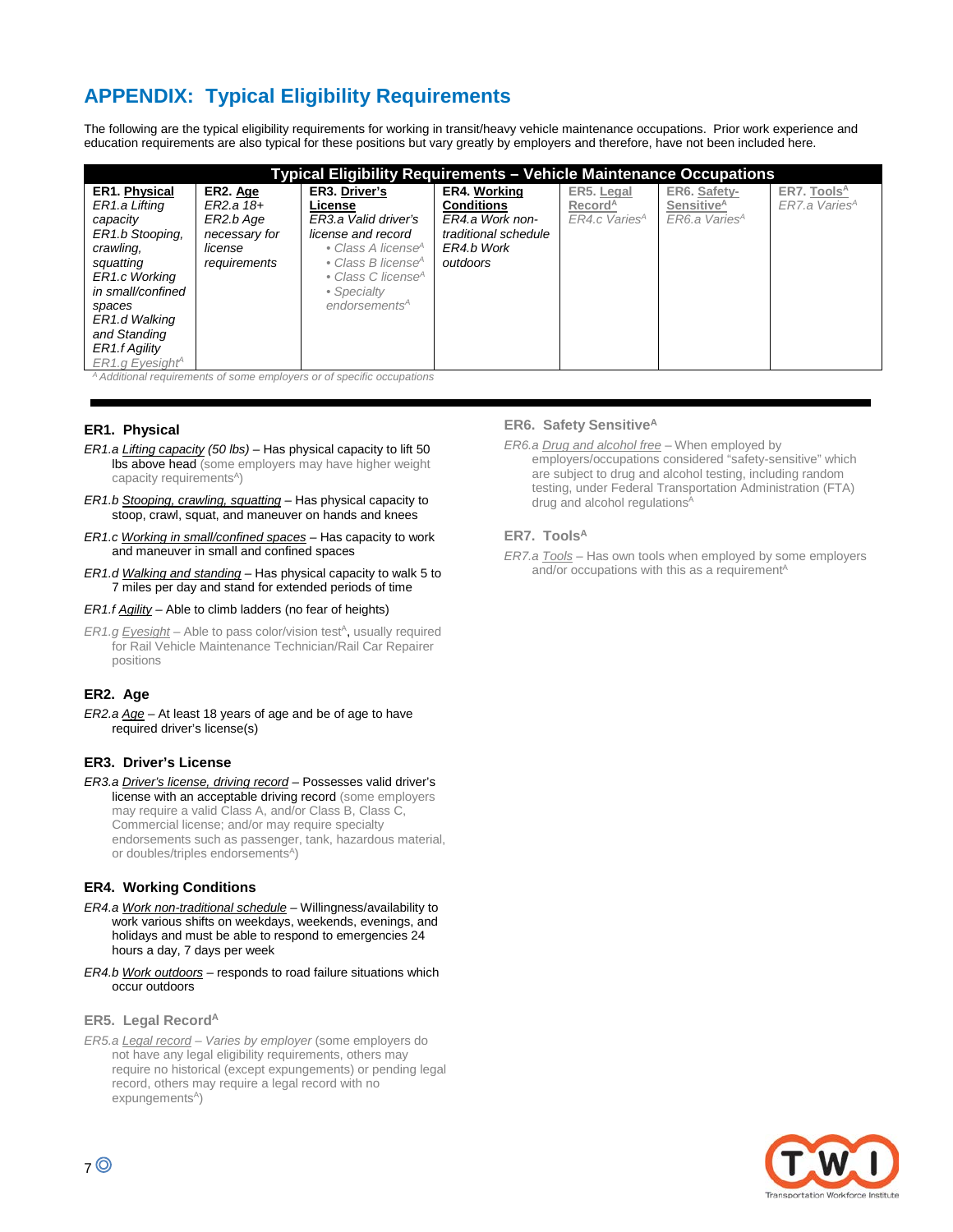# APPENDIX: Typical Eligibility Requirements

The following are the typical eligibility requirements for working in transit/heavy vehicle maintenance occupations. Prior work experience and education requirements are also typical for these positions but vary greatly by employers and therefore, have not been included here.

| Typical Eligibility Requirements – Vehicle Maintenance Occupations | | | | | | |
|---|---|---|---|---|---|---|
| **ER1. Physical** | **ER2. Age** | **ER3. Driver's License** | **ER4. Working Conditions** | **ER5. Legal Record**[A] | **ER6. Safety-Sensitive**[A] | **ER7. Tools**[A] |
| *ER1.a Lifting capacity*<br>*ER1.b Stooping, crawling, squatting*<br>*ER1.c Working in small/confined spaces*<br>*ER1.d Walking and Standing*<br>*ER1.f Agility*<br>*ER1.g Eyesight*[A] | *ER2.a 18+*<br>*ER2.b Age necessary for license requirements* | *ER3.a Valid driver's license and record*<br>• *Class A license*[A]<br>• *Class B license*[A]<br>• *Class C license*[A]<br>• *Specialty endorsements*[A] | *ER4.a Work non-traditional schedule*<br>*ER4.b Work outdoors* | *ER4.c Varies*[A] | *ER6.a Varies*[A] | *ER7.a Varies*[A] |

[A] Additional requirements of some employers or of specific occupations

## ER1. Physical

*ER1.a Lifting capacity (50 lbs)* – Has physical capacity to lift 50 lbs above head (some employers may have higher weight capacity requirements[A])

*ER1.b Stooping, crawling, squatting* – Has physical capacity to stoop, crawl, squat, and maneuver on hands and knees

*ER1.c Working in small/confined spaces* – Has capacity to work and maneuver in small and confined spaces

*ER1.d Walking and standing* – Has physical capacity to walk 5 to 7 miles per day and stand for extended periods of time

*ER1.f Agility* – Able to climb ladders (no fear of heights)

*ER1.g Eyesight* – Able to pass color/vision test[A], usually required for Rail Vehicle Maintenance Technician/Rail Car Repairer positions

## ER2. Age

*ER2.a Age* – At least 18 years of age and be of age to have required driver's license(s)

## ER3. Driver's License

*ER3.a Driver's license, driving record* – Possesses valid driver's license with an acceptable driving record (some employers may require a valid Class A, and/or Class B, Class C, Commercial license; and/or may require specialty endorsements such as passenger, tank, hazardous material, or doubles/triples endorsements[A])

## ER4. Working Conditions

*ER4.a Work non-traditional schedule* – Willingness/availability to work various shifts on weekdays, weekends, evenings, and holidays and must be able to respond to emergencies 24 hours a day, 7 days per week

*ER4.b Work outdoors* – responds to road failure situations which occur outdoors

## ER5. Legal Record[A]

*ER5.a Legal record – Varies by employer* (some employers do not have any legal eligibility requirements, others may require no historical (except expungements) or pending legal record, others may require a legal record with no expungements[A])

## ER6. Safety Sensitive[A]

*ER6.a Drug and alcohol free* – When employed by employers/occupations considered "safety-sensitive" which are subject to drug and alcohol testing, including random testing, under Federal Transportation Administration (FTA) drug and alcohol regulations[A]

## ER7. Tools[A]

*ER7.a Tools* – Has own tools when employed by some employers and/or occupations with this as a requirement[A]